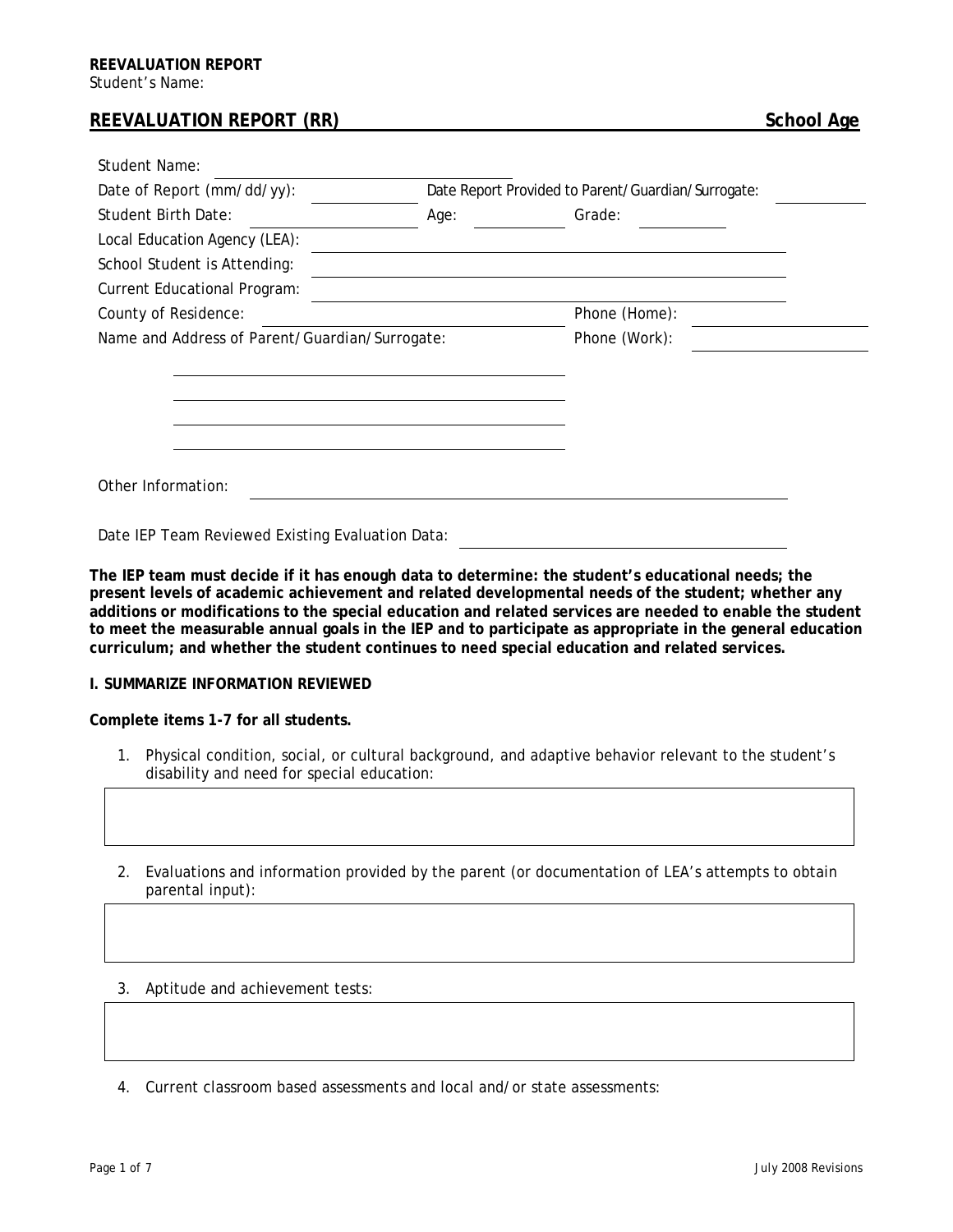**REEVALUATION REPORT**
Student's Name:

## REEVALUATION REPORT (RR) School Age

Student Name: \_\_\_\_\_\_\_\_\_\_\_\_\_\_\_\_\_\_\_\_

Date of Report (mm/dd/yy): \_\_\_\_\_\_\_\_\_\_ Date Report Provided to Parent/Guardian/Surrogate: \_\_\_\_\_\_\_\_\_\_

Student Birth Date: \_\_\_\_\_\_\_\_\_\_ Age: \_\_\_\_\_\_\_\_ Grade: \_\_\_\_\_\_\_\_

Local Education Agency (LEA): \_\_\_\_\_\_\_\_\_\_\_\_\_\_\_\_\_\_\_\_

School Student is Attending: \_\_\_\_\_\_\_\_\_\_\_\_\_\_\_\_\_\_\_\_

Current Educational Program: \_\_\_\_\_\_\_\_\_\_\_\_\_\_\_\_\_\_\_\_

County of Residence: \_\_\_\_\_\_\_\_\_\_\_\_\_\_\_\_\_\_\_\_ Phone (Home): \_\_\_\_\_\_\_\_\_\_

Name and Address of Parent/Guardian/Surrogate: Phone (Work): \_\_\_\_\_\_\_\_\_\_

\_\_\_\_\_\_\_\_\_\_\_\_\_\_\_\_\_\_\_\_

\_\_\_\_\_\_\_\_\_\_\_\_\_\_\_\_\_\_\_\_

\_\_\_\_\_\_\_\_\_\_\_\_\_\_\_\_\_\_\_\_

\_\_\_\_\_\_\_\_\_\_\_\_\_\_\_\_\_\_\_\_

Other Information: \_\_\_\_\_\_\_\_\_\_\_\_\_\_\_\_\_\_\_\_

Date IEP Team Reviewed Existing Evaluation Data: \_\_\_\_\_\_\_\_\_\_\_\_\_\_\_\_\_\_\_\_

**The IEP team must decide if it has enough data to determine: the student's educational needs; the present levels of academic achievement and related developmental needs of the student; whether any additions or modifications to the special education and related services are needed to enable the student to meet the measurable annual goals in the IEP and to participate as appropriate in the general education curriculum; and whether the student continues to need special education and related services.**

### I. SUMMARIZE INFORMATION REVIEWED

**Complete items 1-7 for all students.**

1. Physical condition, social, or cultural background, and adaptive behavior relevant to the student's disability and need for special education:

2. Evaluations and information provided by the parent (or documentation of LEA's attempts to obtain parental input):

3. Aptitude and achievement tests:

4. Current classroom based assessments and local and/or state assessments: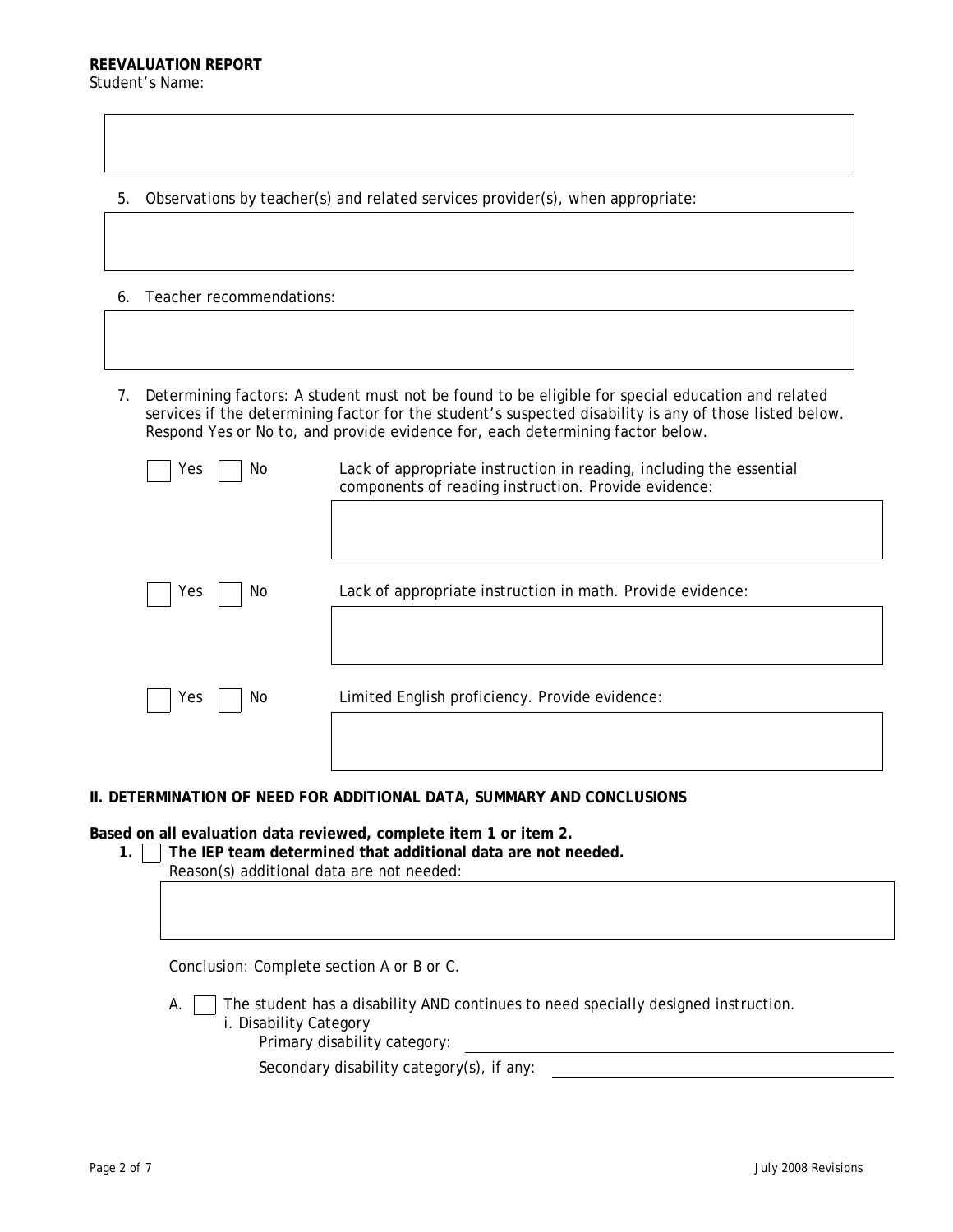**REEVALUATION REPORT**
Student's Name:

5. Observations by teacher(s) and related services provider(s), when appropriate:

6. Teacher recommendations:

7. Determining factors: A student must not be found to be eligible for special education and related services if the determining factor for the student's suspected disability is any of those listed below. Respond Yes or No to, and provide evidence for, each determining factor below.

☐ Yes ☐ No Lack of appropriate instruction in reading, including the essential components of reading instruction. Provide evidence:

☐ Yes ☐ No Lack of appropriate instruction in math. Provide evidence:

☐ Yes ☐ No Limited English proficiency. Provide evidence:

## II. DETERMINATION OF NEED FOR ADDITIONAL DATA, SUMMARY AND CONCLUSIONS

**Based on all evaluation data reviewed, complete item 1 or item 2.**

1. ☐ **The IEP team determined that additional data are not needed.**
   Reason(s) additional data are not needed:

   Conclusion: Complete section A or B or C.

   A. ☐ The student has a disability AND continues to need specially designed instruction.
      i. Disability Category
         Primary disability category: \_\_\_\_\_\_\_\_\_\_\_\_\_\_\_\_\_\_\_\_
         Secondary disability category(s), if any: \_\_\_\_\_\_\_\_\_\_\_\_\_\_\_\_\_\_\_\_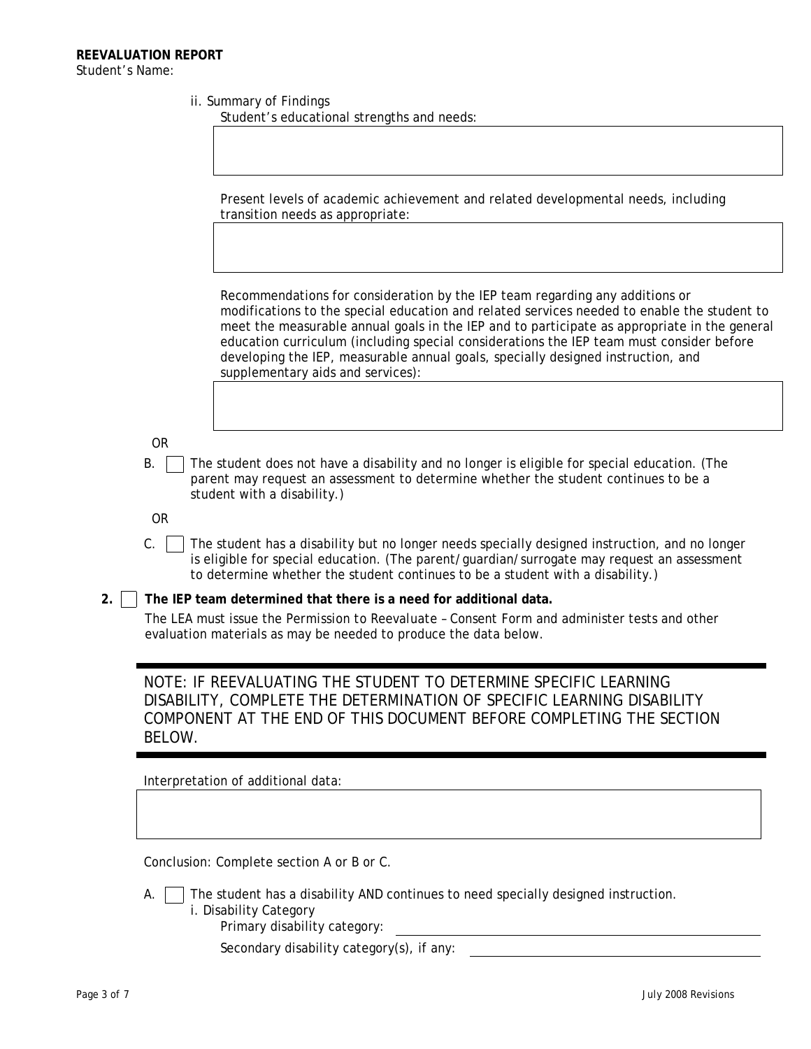**REEVALUATION REPORT**
Student's Name:

ii. Summary of Findings

Student's educational strengths and needs:

Present levels of academic achievement and related developmental needs, including transition needs as appropriate:

Recommendations for consideration by the IEP team regarding any additions or modifications to the special education and related services needed to enable the student to meet the measurable annual goals in the IEP and to participate as appropriate in the general education curriculum (including special considerations the IEP team must consider before developing the IEP, measurable annual goals, specially designed instruction, and supplementary aids and services):

OR

B. ☐ The student does not have a disability and no longer is eligible for special education. (The parent may request an assessment to determine whether the student continues to be a student with a disability.)

OR

C. ☐ The student has a disability but no longer needs specially designed instruction, and no longer is eligible for special education. (The parent/guardian/surrogate may request an assessment to determine whether the student continues to be a student with a disability.)

**2.** ☐ **The IEP team determined that there is a need for additional data.**

The LEA must issue the *Permission to Reevaluate – Consent Form* and administer tests and other evaluation materials as may be needed to produce the data below.

---

NOTE: IF REEVALUATING THE STUDENT TO DETERMINE SPECIFIC LEARNING DISABILITY, COMPLETE THE DETERMINATION OF SPECIFIC LEARNING DISABILITY COMPONENT AT THE END OF THIS DOCUMENT BEFORE COMPLETING THE SECTION BELOW.

---

Interpretation of additional data:

Conclusion: Complete section A or B or C.

A. ☐ The student has a disability AND continues to need specially designed instruction.

i. Disability Category

Primary disability category: ______________________________

Secondary disability category(s), if any: ______________________________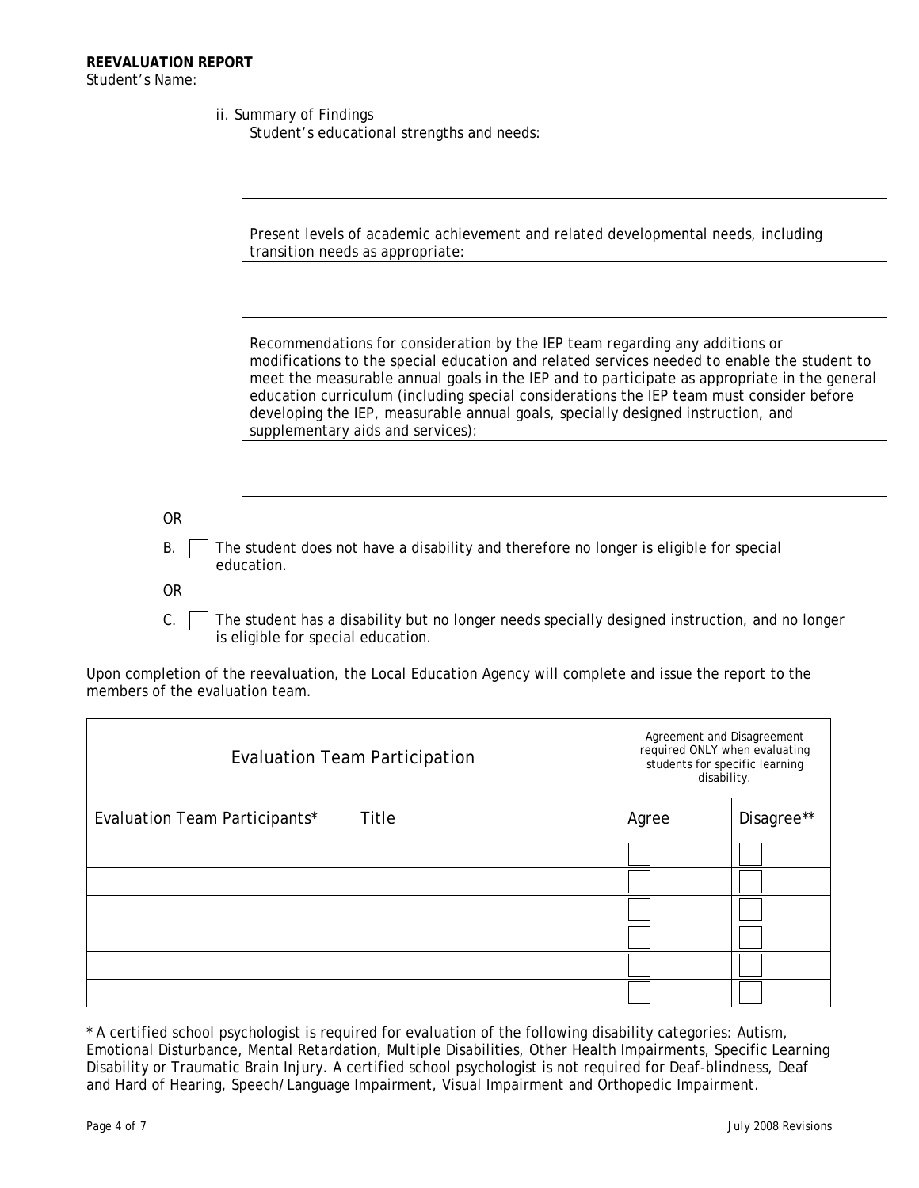**REEVALUATION REPORT**
Student's Name:

ii. Summary of Findings

Student's educational strengths and needs:

Present levels of academic achievement and related developmental needs, including transition needs as appropriate:

Recommendations for consideration by the IEP team regarding any additions or modifications to the special education and related services needed to enable the student to meet the measurable annual goals in the IEP and to participate as appropriate in the general education curriculum (including special considerations the IEP team must consider before developing the IEP, measurable annual goals, specially designed instruction, and supplementary aids and services):

OR

B. ☐ The student does not have a disability and therefore no longer is eligible for special education.

OR

C. ☐ The student has a disability but no longer needs specially designed instruction, and no longer is eligible for special education.

Upon completion of the reevaluation, the Local Education Agency will complete and issue the report to the members of the evaluation team.

| Evaluation Team Participation | | Agreement and Disagreement required ONLY when evaluating students for specific learning disability. | |
|---|---|---|---|
| Evaluation Team Participants* | Title | Agree | Disagree** |
| | | ☐ | ☐ |
| | | ☐ | ☐ |
| | | ☐ | ☐ |
| | | ☐ | ☐ |
| | | ☐ | ☐ |
| | | ☐ | ☐ |

* A certified school psychologist is required for evaluation of the following disability categories: Autism, Emotional Disturbance, Mental Retardation, Multiple Disabilities, Other Health Impairments, Specific Learning Disability or Traumatic Brain Injury. A certified school psychologist is not required for Deaf-blindness, Deaf and Hard of Hearing, Speech/Language Impairment, Visual Impairment and Orthopedic Impairment.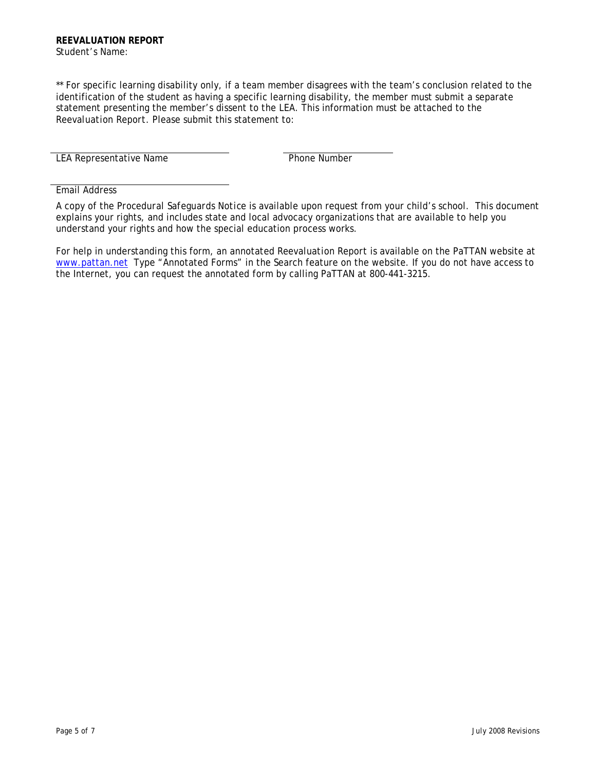**REEVALUATION REPORT**
Student's Name:

** For specific learning disability only, if a team member disagrees with the team's conclusion related to the identification of the student as having a specific learning disability, the member must submit a separate statement presenting the member's dissent to the LEA. This information must be attached to the *Reevaluation Report*. Please submit this statement to:

______________________________ ______________________
LEA Representative Name Phone Number

______________________________
Email Address

A copy of the *Procedural Safeguards Notice* is available upon request from your child's school. This document explains your rights, and includes state and local advocacy organizations that are available to help you understand your rights and how the special education process works.

For help in understanding this form, an annotated *Reevaluation Report* is available on the PaTTAN website at [www.pattan.net](http://www.pattan.net) Type "Annotated Forms" in the Search feature on the website. If you do not have access to the Internet, you can request the annotated form by calling PaTTAN at 800-441-3215.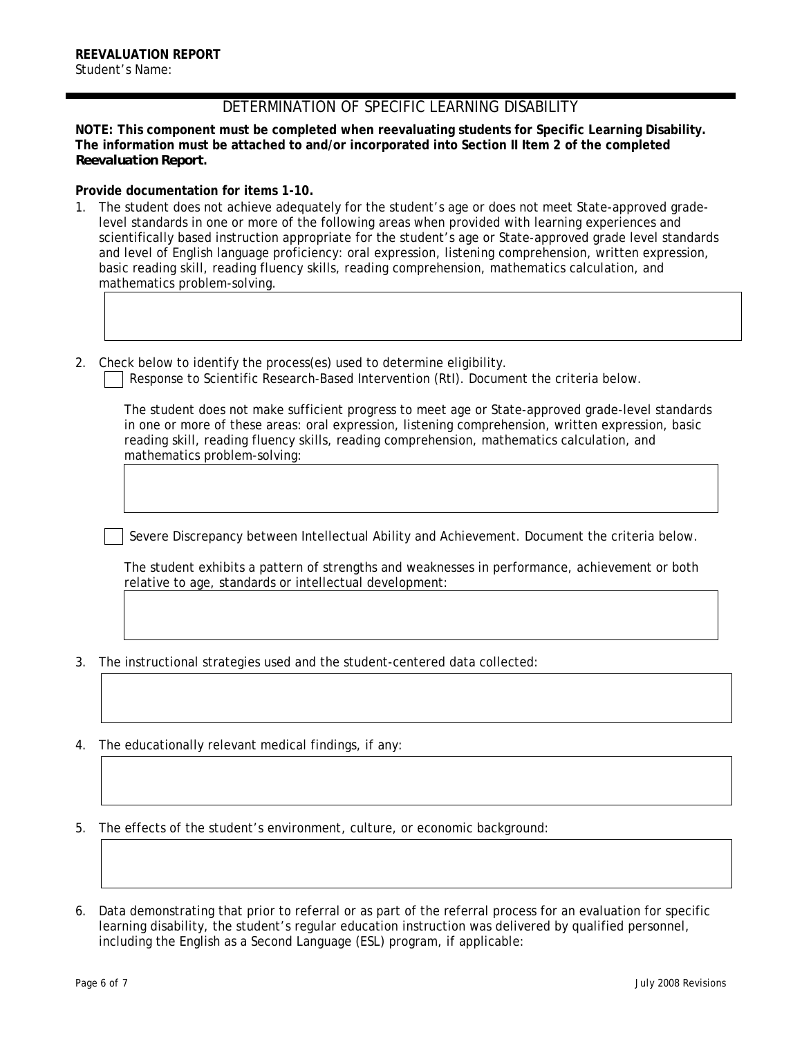**REEVALUATION REPORT**
Student's Name:

## DETERMINATION OF SPECIFIC LEARNING DISABILITY

**NOTE: This component must be completed when reevaluating students for Specific Learning Disability. The information must be attached to and/or incorporated into Section II Item 2 of the completed *Reevaluation Report.***

**Provide documentation for items 1-10.**

1. The student does not achieve adequately for the student's age or does not meet State-approved grade-level standards in one or more of the following areas when provided with learning experiences and scientifically based instruction appropriate for the student's age or State-approved grade level standards and level of English language proficiency: oral expression, listening comprehension, written expression, basic reading skill, reading fluency skills, reading comprehension, mathematics calculation, and mathematics problem-solving.

2. Check below to identify the process(es) used to determine eligibility.

   ☐ Response to Scientific Research-Based Intervention (RtI). Document the criteria below.

   The student does not make sufficient progress to meet age or State-approved grade-level standards in one or more of these areas: oral expression, listening comprehension, written expression, basic reading skill, reading fluency skills, reading comprehension, mathematics calculation, and mathematics problem-solving:

   ☐ Severe Discrepancy between Intellectual Ability and Achievement. Document the criteria below.

   The student exhibits a pattern of strengths and weaknesses in performance, achievement or both relative to age, standards or intellectual development:

3. The instructional strategies used and the student-centered data collected:

4. The educationally relevant medical findings, if any:

5. The effects of the student's environment, culture, or economic background:

6. Data demonstrating that prior to referral or as part of the referral process for an evaluation for specific learning disability, the student's regular education instruction was delivered by qualified personnel, including the English as a Second Language (ESL) program, if applicable: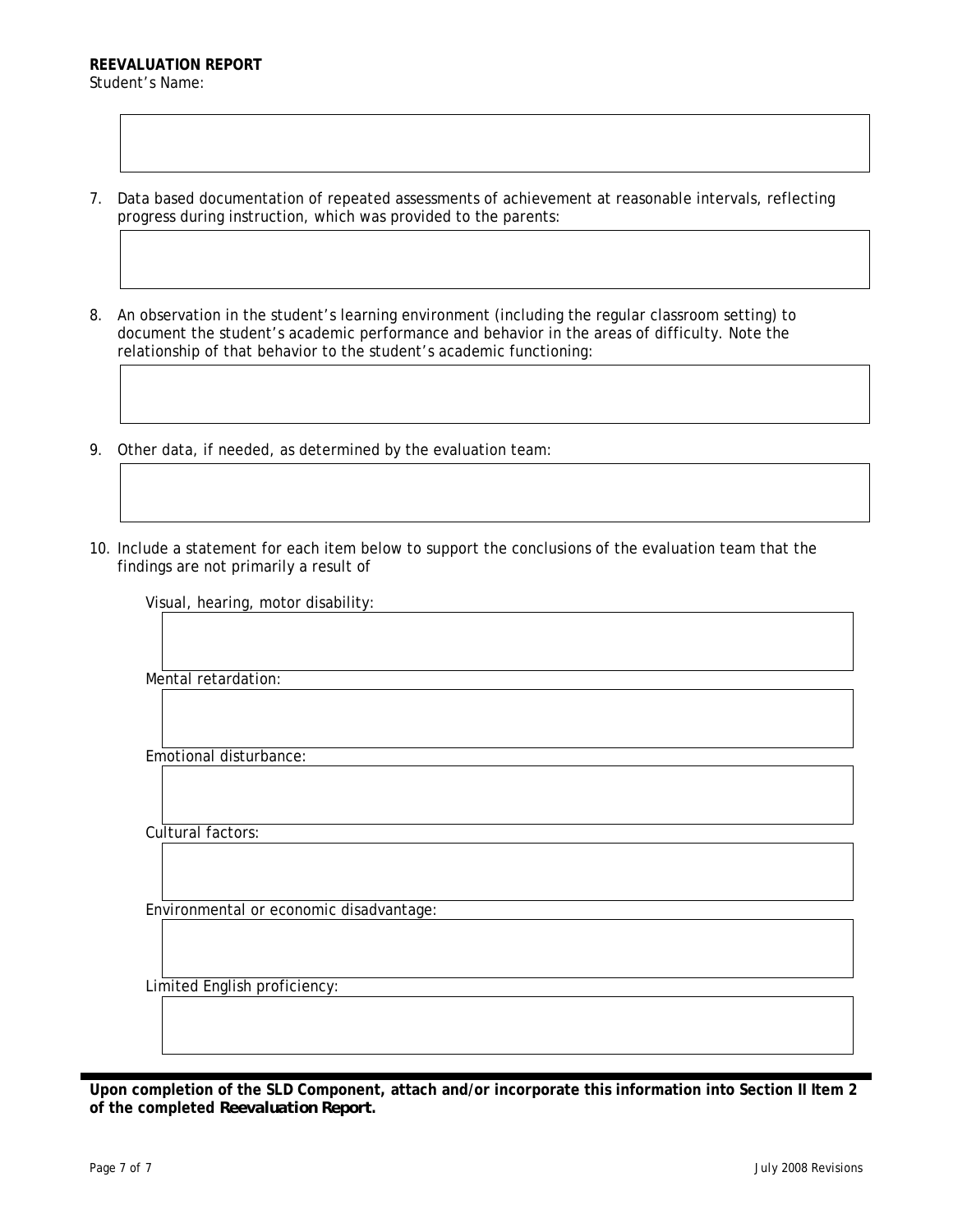**REEVALUATION REPORT**

Student's Name:

7. Data based documentation of repeated assessments of achievement at reasonable intervals, reflecting progress during instruction, which was provided to the parents:

8. An observation in the student's learning environment (including the regular classroom setting) to document the student's academic performance and behavior in the areas of difficulty. Note the relationship of that behavior to the student's academic functioning:

9. Other data, if needed, as determined by the evaluation team:

10. Include a statement for each item below to support the conclusions of the evaluation team that the findings are not primarily a result of

    Visual, hearing, motor disability:

    Mental retardation:

    Emotional disturbance:

    Cultural factors:

    Environmental or economic disadvantage:

    Limited English proficiency:

---

**Upon completion of the SLD Component, attach and/or incorporate this information into Section II Item 2 of the completed *Reevaluation Report*.**

July 2008 Revisions